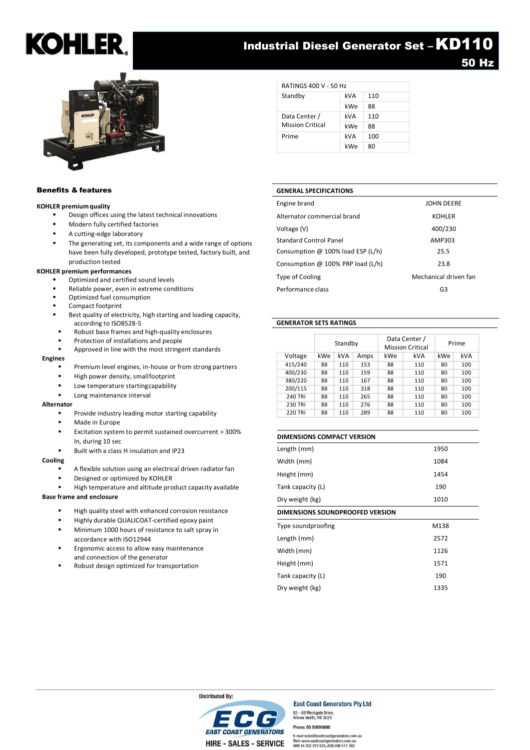# KOHLER

## Industrial Diesel Generator Set – KD110

### 50 Hz

| RATINGS 400 V - 50 Hz | | |
|---|---|---|
| Standby | kVA | 110 |
| | kWe | 88 |
| Data Center / Mission Critical | kVA | 110 |
| | kWe | 88 |
| Prime | kVA | 100 |
| | kWe | 80 |

## Benefits & features

**KOHLER premium quality**

- Design offices using the latest technical innovations
- Modern fully certified factories
- A cutting-edge laboratory
- The generating set, its components and a wide range of options have been fully developed, prototype tested, factory built, and production tested

**KOHLER premium performances**

- Optimized and certified sound levels
- Reliable power, even in extreme conditions
- Optimized fuel consumption
- Compact footprint
- Best quality of electricity, high starting and loading capacity, according to ISO8528-5
- Robust base frames and high-quality enclosures
- Protection of installations and people
- Approved in line with the most stringent standards

**Engines**

- Premium level engines, in-house or from strong partners
- High power density, small footprint
- Low temperature starting capability
- Long maintenance interval

**Alternator**

- Provide industry leading motor starting capability
- Made in Europe
- Excitation system to permit sustained overcurrent > 300% In, during 10 sec
- Built with a class H insulation and IP23

**Cooling**

- A flexible solution using an electrical driven radiator fan
- Designed or optimized by KOHLER
- High temperature and altitude product capacity available

**Base frame and enclosure**

- High quality steel with enhanced corrosion resistance
- Highly durable QUALICOAT-certified epoxy paint
- Minimum 1000 hours of resistance to salt spray in accordance with ISO12944
- Ergonomic access to allow easy maintenance and connection of the generator
- Robust design optimized for transportation

## GENERAL SPECIFICATIONS

| | |
|---|---|
| Engine brand | JOHN DEERE |
| Alternator commercial brand | KOHLER |
| Voltage (V) | 400/230 |
| Standard Control Panel | AMP303 |
| Consumption @ 100% load ESP (L/h) | 25.5 |
| Consumption @ 100% PRP load (L/h) | 23.8 |
| Type of Cooling | Mechanical driven fan |
| Performance class | G3 |

## GENERATOR SETS RATINGS

| | Standby | | | Data Center / Mission Critical | | Prime | |
|---|---|---|---|---|---|---|---|
| Voltage | kWe | kVA | Amps | kWe | kVA | kWe | kVA |
| 415/240 | 88 | 110 | 153 | 88 | 110 | 80 | 100 |
| 400/230 | 88 | 110 | 159 | 88 | 110 | 80 | 100 |
| 380/220 | 88 | 110 | 167 | 88 | 110 | 80 | 100 |
| 200/115 | 88 | 110 | 318 | 88 | 110 | 80 | 100 |
| 240 TRI | 88 | 110 | 265 | 88 | 110 | 80 | 100 |
| 230 TRI | 88 | 110 | 276 | 88 | 110 | 80 | 100 |
| 220 TRI | 88 | 110 | 289 | 88 | 110 | 80 | 100 |

## DIMENSIONS COMPACT VERSION

| | |
|---|---|
| Length (mm) | 1950 |
| Width (mm) | 1084 |
| Height (mm) | 1454 |
| Tank capacity (L) | 190 |
| Dry weight (kg) | 1010 |

## DIMENSIONS SOUNDPROOFED VERSION

| | |
|---|---|
| Type soundproofing | M138 |
| Length (mm) | 2572 |
| Width (mm) | 1126 |
| Height (mm) | 1571 |
| Tank capacity (L) | 190 |
| Dry weight (kg) | 1335 |

Distributed By:

ECG EAST COAST GENERATORS
HIRE - SALES - SERVICE

**East Coast Generators Pty Ltd**
83 - 89 Westgate Drive,
Altona North, VIC 3025

Phone: 03 93698800

E-mail: sales@eastcoastgenerators.com.au
Web: www.eastcoastgenerators.com.au
ABN 14 202 273 633, ACN 006 517 362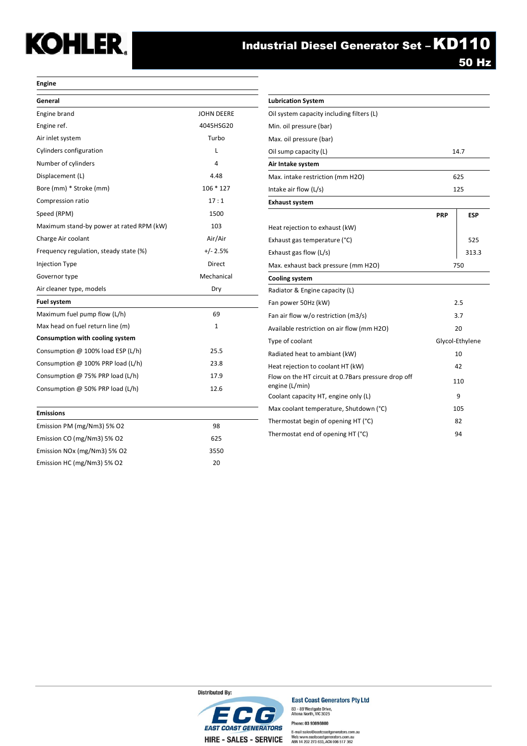# Industrial Diesel Generator Set – KD110

## 50 Hz

### Engine

| General | |
|---|---|
| Engine brand | JOHN DEERE |
| Engine ref. | 4045HSG20 |
| Air inlet system | Turbo |
| Cylinders configuration | L |
| Number of cylinders | 4 |
| Displacement (L) | 4.48 |
| Bore (mm) * Stroke (mm) | 106 * 127 |
| Compression ratio | 17 : 1 |
| Speed (RPM) | 1500 |
| Maximum stand-by power at rated RPM (kW) | 103 |
| Charge Air coolant | Air/Air |
| Frequency regulation, steady state (%) | +/- 2.5% |
| Injection Type | Direct |
| Governor type | Mechanical |
| Air cleaner type, models | Dry |

| Fuel system | |
|---|---|
| Maximum fuel pump flow (L/h) | 69 |
| Max head on fuel return line (m) | 1 |
| **Consumption with cooling system** | |
| Consumption @ 100% load ESP (L/h) | 25.5 |
| Consumption @ 100% PRP load (L/h) | 23.8 |
| Consumption @ 75% PRP load (L/h) | 17.9 |
| Consumption @ 50% PRP load (L/h) | 12.6 |

| Emissions | |
|---|---|
| Emission PM (mg/Nm3) 5% O2 | 98 |
| Emission CO (mg/Nm3) 5% O2 | 625 |
| Emission NOx (mg/Nm3) 5% O2 | 3550 |
| Emission HC (mg/Nm3) 5% O2 | 20 |

| Lubrication System | |
|---|---|
| Oil system capacity including filters (L) | |
| Min. oil pressure (bar) | |
| Max. oil pressure (bar) | |
| Oil sump capacity (L) | 14.7 |

| Air Intake system | |
|---|---|
| Max. intake restriction (mm H2O) | 625 |
| Intake air flow (L/s) | 125 |

| Exhaust system | PRP | ESP |
|---|---|---|
| Heat rejection to exhaust (kW) | | |
| Exhaust gas temperature (°C) | | 525 |
| Exhaust gas flow (L/s) | | 313.3 |
| Max. exhaust back pressure (mm H2O) | 750 | |

| Cooling system | |
|---|---|
| Radiator & Engine capacity (L) | |
| Fan power 50Hz (kW) | 2.5 |
| Fan air flow w/o restriction (m3/s) | 3.7 |
| Available restriction on air flow (mm H2O) | 20 |
| Type of coolant | Glycol-Ethylene |
| Radiated heat to ambiant (kW) | 10 |
| Heat rejection to coolant HT (kW) | 42 |
| Flow on the HT circuit at 0.7Bars pressure drop off engine (L/min) | 110 |
| Coolant capacity HT, engine only (L) | 9 |
| Max coolant temperature, Shutdown (°C) | 105 |
| Thermostat begin of opening HT (°C) | 82 |
| Thermostat end of opening HT (°C) | 94 |

Distributed By:

ECG EAST COAST GENERATORS
HIRE - SALES - SERVICE

**East Coast Generators Pty Ltd**
83 - 89 Westgate Drive,
Altona North, VIC 3025
Phone: 03 93698800
E-mail: sales@eastcoastgenerators.com.au
Web: www.eastcoastgenerators.com.au
ABN 14 202 273 633, ACN 006 517 362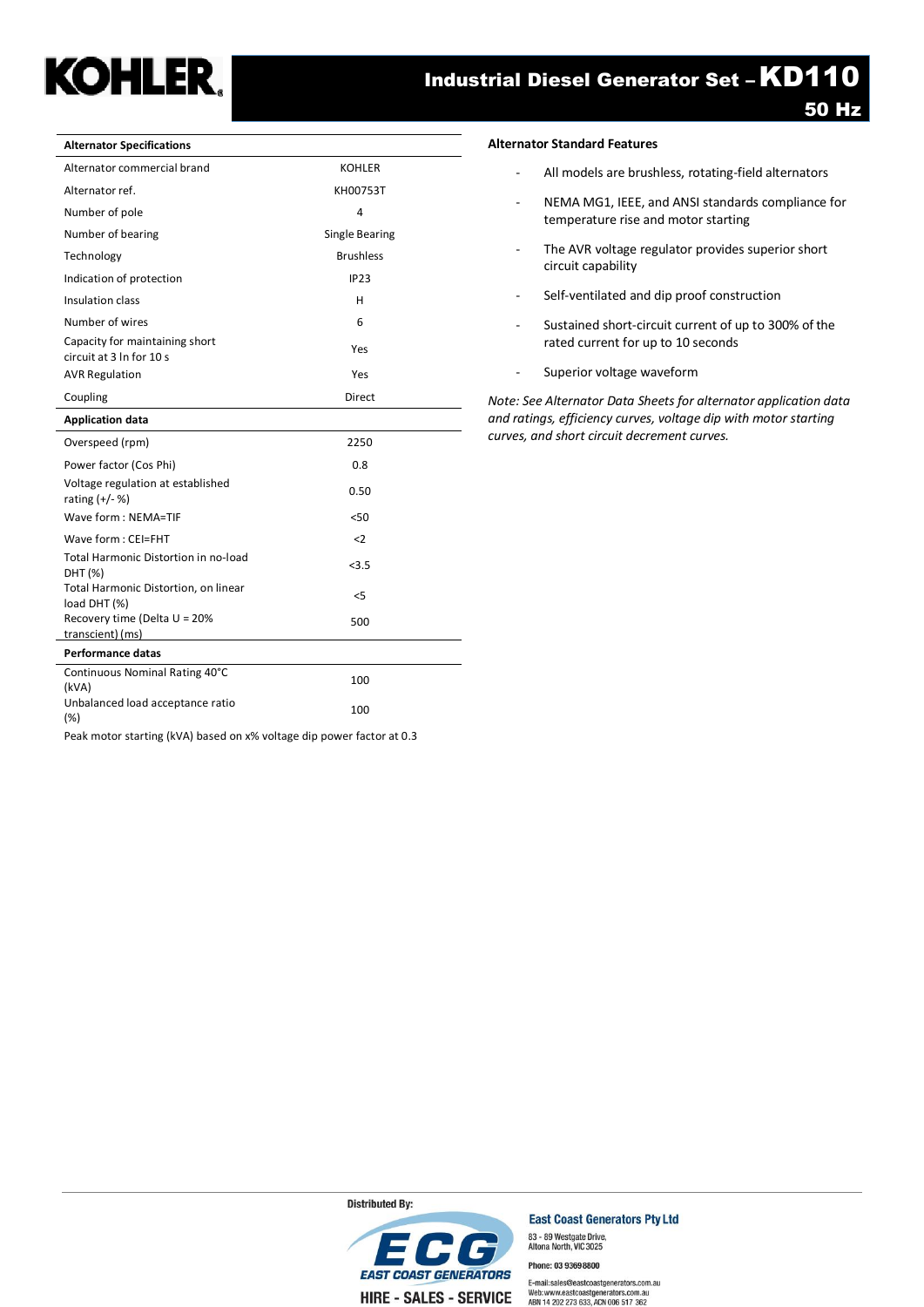# Industrial Diesel Generator Set – KD110

## 50 Hz

| Alternator Specifications | |
|---|---|
| Alternator commercial brand | KOHLER |
| Alternator ref. | KH00753T |
| Number of pole | 4 |
| Number of bearing | Single Bearing |
| Technology | Brushless |
| Indication of protection | IP23 |
| Insulation class | H |
| Number of wires | 6 |
| Capacity for maintaining short circuit at 3 In for 10 s | Yes |
| AVR Regulation | Yes |
| Coupling | Direct |
| **Application data** | |
| Overspeed (rpm) | 2250 |
| Power factor (Cos Phi) | 0.8 |
| Voltage regulation at established rating (+/- %) | 0.50 |
| Wave form : NEMA=TIF | <50 |
| Wave form : CEI=FHT | <2 |
| Total Harmonic Distortion in no-load DHT (%) | <3.5 |
| Total Harmonic Distortion, on linear load DHT (%) | <5 |
| Recovery time (Delta U = 20% transcient) (ms) | 500 |
| **Performance datas** | |
| Continuous Nominal Rating 40°C (kVA) | 100 |
| Unbalanced load acceptance ratio (%) | 100 |
| Peak motor starting (kVA) based on x% voltage dip power factor at 0.3 | |

### Alternator Standard Features

- All models are brushless, rotating-field alternators
- NEMA MG1, IEEE, and ANSI standards compliance for temperature rise and motor starting
- The AVR voltage regulator provides superior short circuit capability
- Self-ventilated and dip proof construction
- Sustained short-circuit current of up to 300% of the rated current for up to 10 seconds
- Superior voltage waveform

*Note: See Alternator Data Sheets for alternator application data and ratings, efficiency curves, voltage dip with motor starting curves, and short circuit decrement curves.*

Distributed By:

ECG EAST COAST GENERATORS
HIRE - SALES - SERVICE

**East Coast Generators Pty Ltd**
83 - 89 Westgate Drive,
Altona North, VIC 3025

Phone: 03 93698800

E-mail:sales@eastcoastgenerators.com.au
Web:www.eastcoastgenerators.com.au
ABN 14 202 273 633, ACN 006 517 362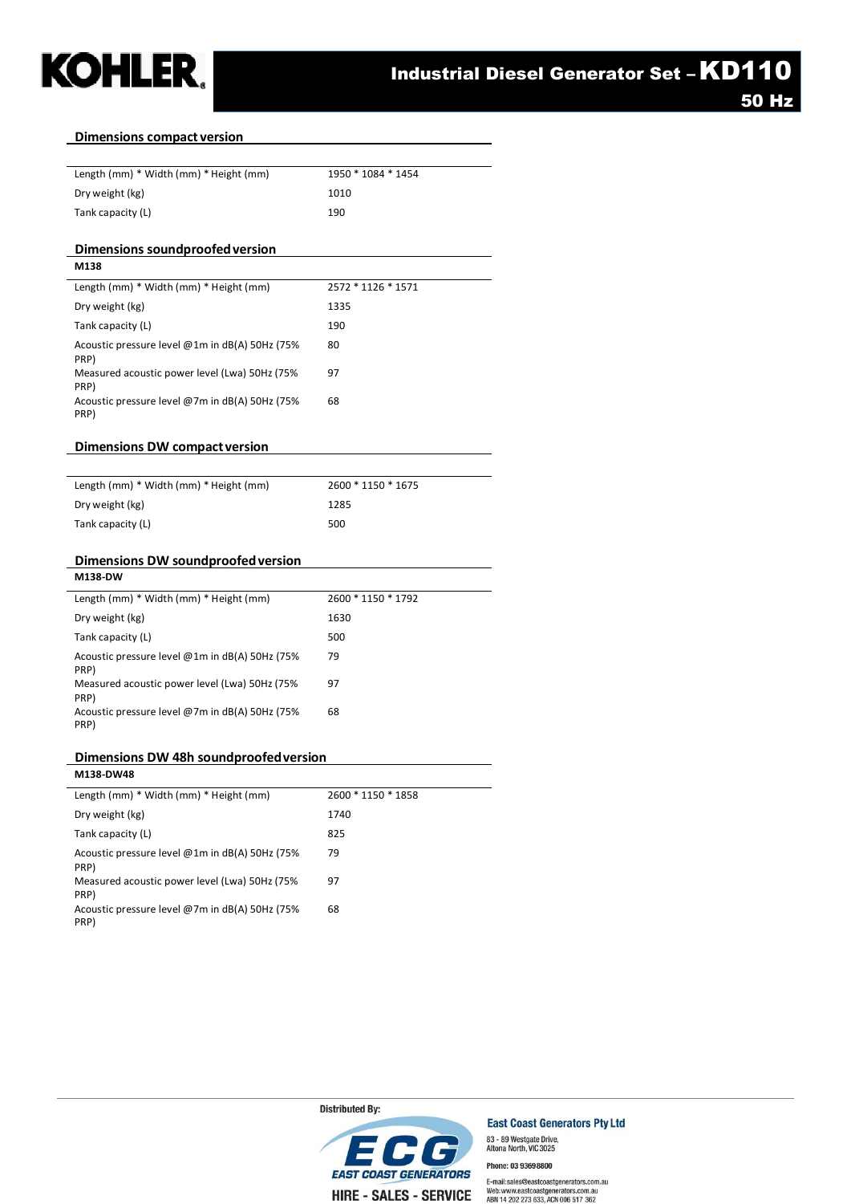## Dimensions compact version

| | |
|---|---|
| Length (mm) * Width (mm) * Height (mm) | 1950 * 1084 * 1454 |
| Dry weight (kg) | 1010 |
| Tank capacity (L) | 190 |

## Dimensions soundproofed version

| M138 | |
|---|---|
| Length (mm) * Width (mm) * Height (mm) | 2572 * 1126 * 1571 |
| Dry weight (kg) | 1335 |
| Tank capacity (L) | 190 |
| Acoustic pressure level @1m in dB(A) 50Hz (75% PRP) | 80 |
| Measured acoustic power level (Lwa) 50Hz (75% PRP) | 97 |
| Acoustic pressure level @7m in dB(A) 50Hz (75% PRP) | 68 |

## Dimensions DW compact version

| | |
|---|---|
| Length (mm) * Width (mm) * Height (mm) | 2600 * 1150 * 1675 |
| Dry weight (kg) | 1285 |
| Tank capacity (L) | 500 |

## Dimensions DW soundproofed version

| M138-DW | |
|---|---|
| Length (mm) * Width (mm) * Height (mm) | 2600 * 1150 * 1792 |
| Dry weight (kg) | 1630 |
| Tank capacity (L) | 500 |
| Acoustic pressure level @1m in dB(A) 50Hz (75% PRP) | 79 |
| Measured acoustic power level (Lwa) 50Hz (75% PRP) | 97 |
| Acoustic pressure level @7m in dB(A) 50Hz (75% PRP) | 68 |

## Dimensions DW 48h soundproofed version

| M138-DW48 | |
|---|---|
| Length (mm) * Width (mm) * Height (mm) | 2600 * 1150 * 1858 |
| Dry weight (kg) | 1740 |
| Tank capacity (L) | 825 |
| Acoustic pressure level @1m in dB(A) 50Hz (75% PRP) | 79 |
| Measured acoustic power level (Lwa) 50Hz (75% PRP) | 97 |
| Acoustic pressure level @7m in dB(A) 50Hz (75% PRP) | 68 |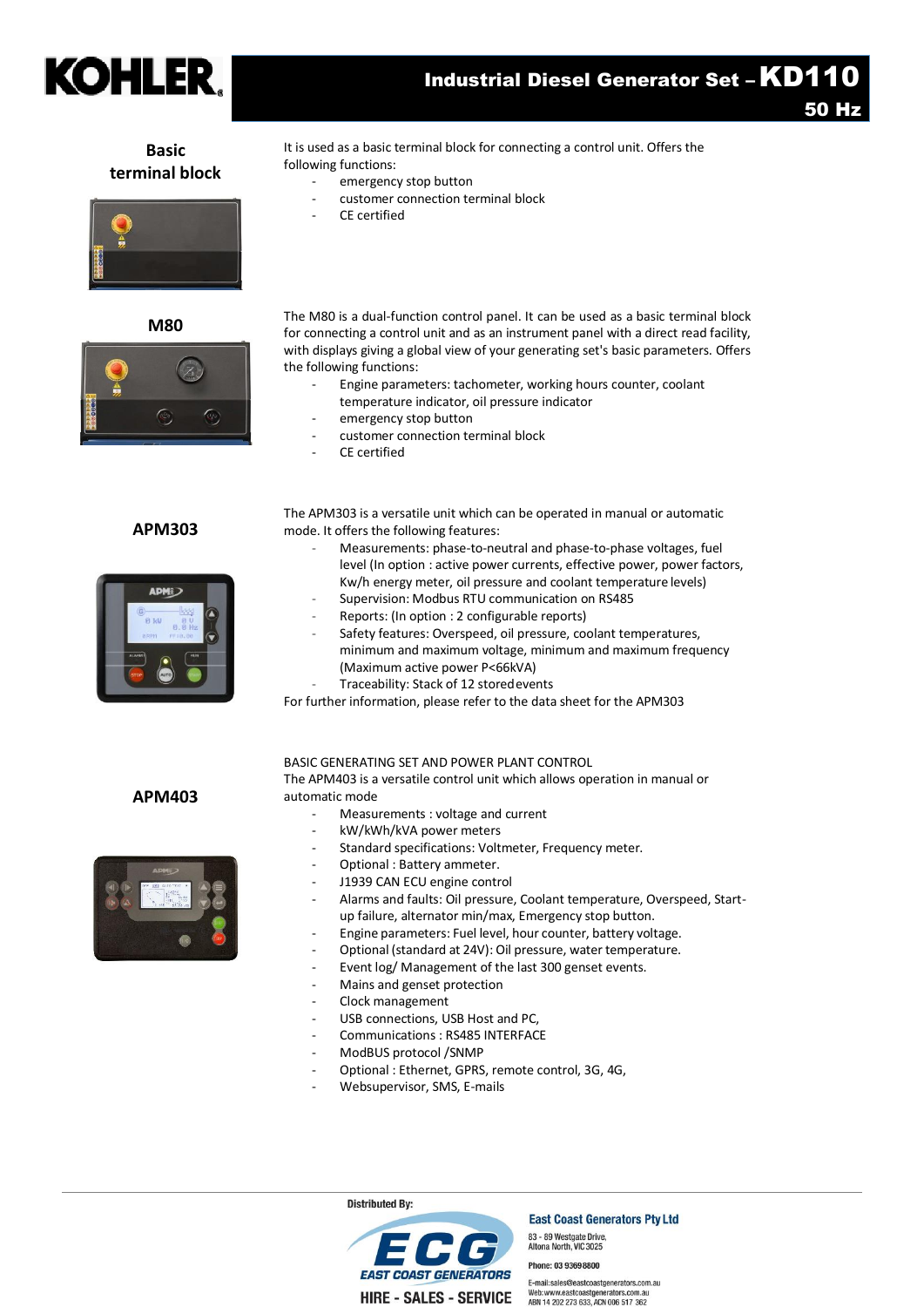## Basic terminal block

It is used as a basic terminal block for connecting a control unit. Offers the following functions:

- emergency stop button
- customer connection terminal block
- CE certified

## M80

The M80 is a dual-function control panel. It can be used as a basic terminal block for connecting a control unit and as an instrument panel with a direct read facility, with displays giving a global view of your generating set's basic parameters. Offers the following functions:

- Engine parameters: tachometer, working hours counter, coolant temperature indicator, oil pressure indicator
- emergency stop button
- customer connection terminal block
- CE certified

## APM303

The APM303 is a versatile unit which can be operated in manual or automatic mode. It offers the following features:

- Measurements: phase-to-neutral and phase-to-phase voltages, fuel level (In option : active power currents, effective power, power factors, Kw/h energy meter, oil pressure and coolant temperature levels)
- Supervision: Modbus RTU communication on RS485
- Reports: (In option : 2 configurable reports)
- Safety features: Overspeed, oil pressure, coolant temperatures, minimum and maximum voltage, minimum and maximum frequency (Maximum active power P<66kVA)
- Traceability: Stack of 12 storedevents

For further information, please refer to the data sheet for the APM303

## APM403

BASIC GENERATING SET AND POWER PLANT CONTROL

The APM403 is a versatile control unit which allows operation in manual or automatic mode

- Measurements : voltage and current
- kW/kWh/kVA power meters
- Standard specifications: Voltmeter, Frequency meter.
- Optional : Battery ammeter.
- J1939 CAN ECU engine control
- Alarms and faults: Oil pressure, Coolant temperature, Overspeed, Start-up failure, alternator min/max, Emergency stop button.
- Engine parameters: Fuel level, hour counter, battery voltage.
- Optional (standard at 24V): Oil pressure, water temperature.
- Event log/ Management of the last 300 genset events.
- Mains and genset protection
- Clock management
- USB connections, USB Host and PC,
- Communications : RS485 INTERFACE
- ModBUS protocol /SNMP
- Optional : Ethernet, GPRS, remote control, 3G, 4G,
- Websupervisor, SMS, E-mails

Distributed By:

ECG EAST COAST GENERATORS
HIRE - SALES - SERVICE

**East Coast Generators Pty Ltd**
83 - 89 Westgate Drive,
Altona North, VIC 3025

Phone: 03 93698800

E-mail:sales@eastcoastgenerators.com.au
Web:www.eastcoastgenerators.com.au
ABN 14 202 273 633, ACN 006 517 362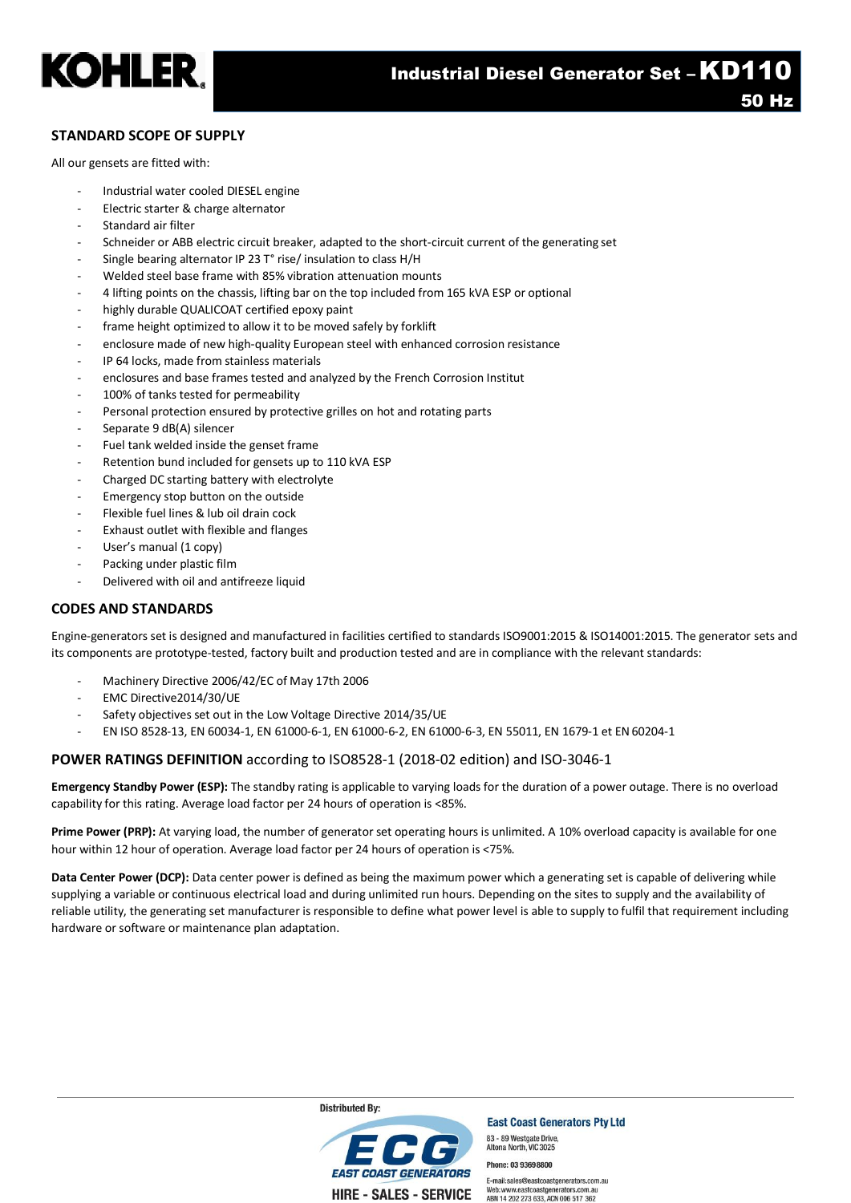## STANDARD SCOPE OF SUPPLY

All our gensets are fitted with:

- Industrial water cooled DIESEL engine
- Electric starter & charge alternator
- Standard air filter
- Schneider or ABB electric circuit breaker, adapted to the short-circuit current of the generating set
- Single bearing alternator IP 23 T° rise/ insulation to class H/H
- Welded steel base frame with 85% vibration attenuation mounts
- 4 lifting points on the chassis, lifting bar on the top included from 165 kVA ESP or optional
- highly durable QUALICOAT certified epoxy paint
- frame height optimized to allow it to be moved safely by forklift
- enclosure made of new high-quality European steel with enhanced corrosion resistance
- IP 64 locks, made from stainless materials
- enclosures and base frames tested and analyzed by the French Corrosion Institut
- 100% of tanks tested for permeability
- Personal protection ensured by protective grilles on hot and rotating parts
- Separate 9 dB(A) silencer
- Fuel tank welded inside the genset frame
- Retention bund included for gensets up to 110 kVA ESP
- Charged DC starting battery with electrolyte
- Emergency stop button on the outside
- Flexible fuel lines & lub oil drain cock
- Exhaust outlet with flexible and flanges
- User's manual (1 copy)
- Packing under plastic film
- Delivered with oil and antifreeze liquid

## CODES AND STANDARDS

Engine-generators set is designed and manufactured in facilities certified to standards ISO9001:2015 & ISO14001:2015. The generator sets and its components are prototype-tested, factory built and production tested and are in compliance with the relevant standards:

- Machinery Directive 2006/42/EC of May 17th 2006
- EMC Directive2014/30/UE
- Safety objectives set out in the Low Voltage Directive 2014/35/UE
- EN ISO 8528-13, EN 60034-1, EN 61000-6-1, EN 61000-6-2, EN 61000-6-3, EN 55011, EN 1679-1 et EN 60204-1

## POWER RATINGS DEFINITION according to ISO8528-1 (2018-02 edition) and ISO-3046-1

**Emergency Standby Power (ESP):** The standby rating is applicable to varying loads for the duration of a power outage. There is no overload capability for this rating. Average load factor per 24 hours of operation is <85%.

**Prime Power (PRP):** At varying load, the number of generator set operating hours is unlimited. A 10% overload capacity is available for one hour within 12 hour of operation. Average load factor per 24 hours of operation is <75%.

**Data Center Power (DCP):** Data center power is defined as being the maximum power which a generating set is capable of delivering while supplying a variable or continuous electrical load and during unlimited run hours. Depending on the sites to supply and the availability of reliable utility, the generating set manufacturer is responsible to define what power level is able to supply to fulfil that requirement including hardware or software or maintenance plan adaptation.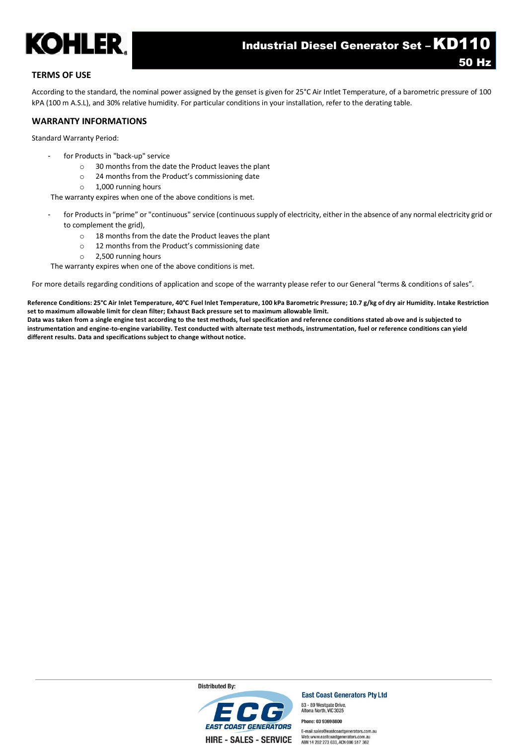## TERMS OF USE

According to the standard, the nominal power assigned by the genset is given for 25°C Air Intlet Temperature, of a barometric pressure of 100 kPA (100 m A.S.L), and 30% relative humidity. For particular conditions in your installation, refer to the derating table.

## WARRANTY INFORMATIONS

Standard Warranty Period:

- for Products in "back-up" service
  - 30 months from the date the Product leaves the plant
  - 24 months from the Product's commissioning date
  - 1,000 running hours

The warranty expires when one of the above conditions is met.

- for Products in "prime" or "continuous" service (continuous supply of electricity, either in the absence of any normal electricity grid or to complement the grid),
  - 18 months from the date the Product leaves the plant
  - 12 months from the Product's commissioning date
  - 2,500 running hours

The warranty expires when one of the above conditions is met.

For more details regarding conditions of application and scope of the warranty please refer to our General "terms & conditions of sales".

**Reference Conditions: 25°C Air Inlet Temperature, 40°C Fuel Inlet Temperature, 100 kPa Barometric Pressure; 10.7 g/kg of dry air Humidity. Intake Restriction set to maximum allowable limit for clean filter; Exhaust Back pressure set to maximum allowable limit.**
**Data was taken from a single engine test according to the test methods, fuel specification and reference conditions stated above and is subjected to instrumentation and engine-to-engine variability. Test conducted with alternate test methods, instrumentation, fuel or reference conditions can yield different results. Data and specifications subject to change without notice.**